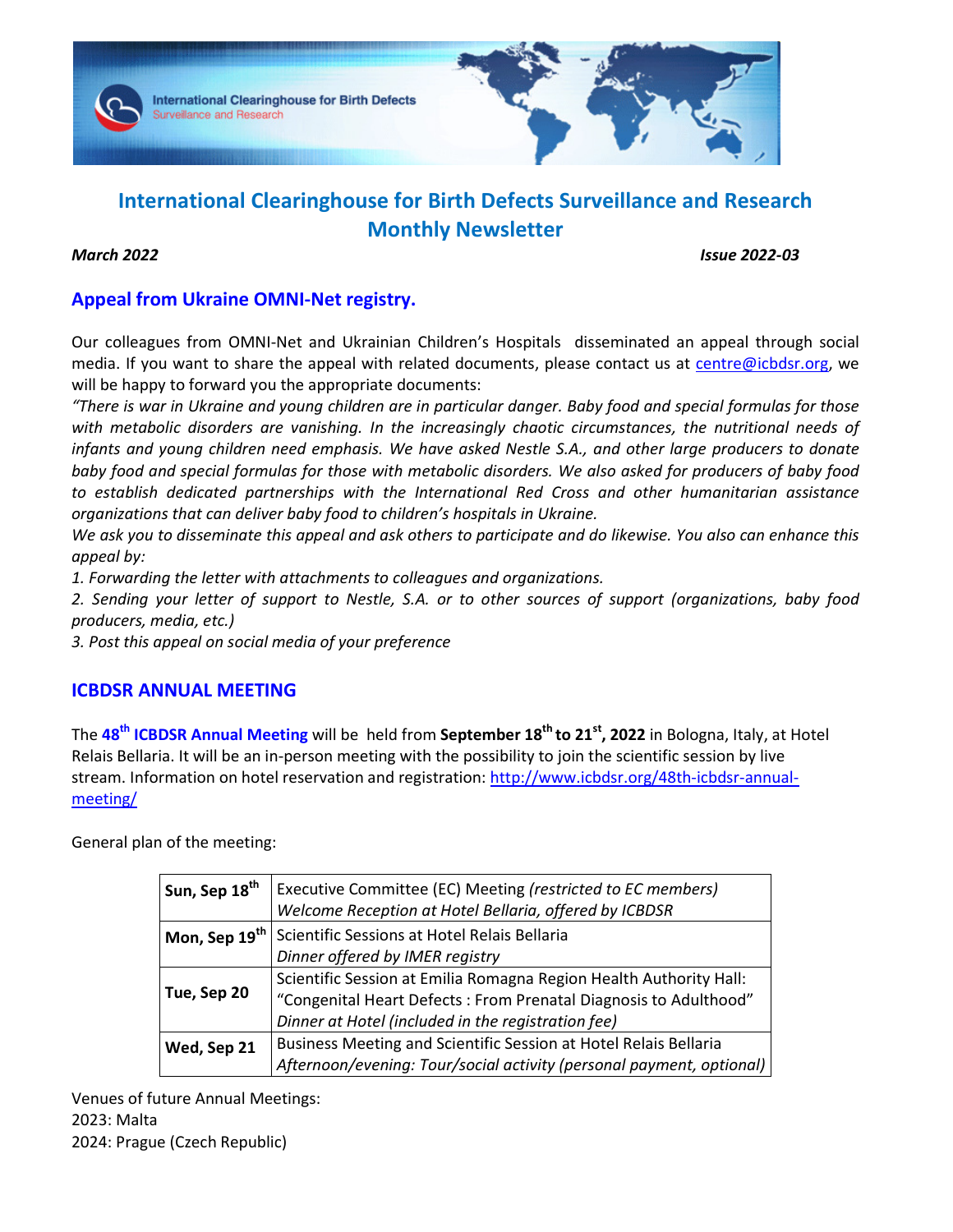# International Clearinghouse for Birth Defects Surveillance and Research Monthly Newsletter

*March 2022* *Issue 2022-03*

## Appeal from Ukraine OMNI-Net registry.

Our colleagues from OMNI-Net and Ukrainian Children's Hospitals disseminated an appeal through social media. If you want to share the appeal with related documents, please contact us at centre@icbdsr.org, we will be happy to forward you the appropriate documents:

*"There is war in Ukraine and young children are in particular danger. Baby food and special formulas for those with metabolic disorders are vanishing. In the increasingly chaotic circumstances, the nutritional needs of infants and young children need emphasis. We have asked Nestle S.A., and other large producers to donate baby food and special formulas for those with metabolic disorders. We also asked for producers of baby food to establish dedicated partnerships with the International Red Cross and other humanitarian assistance organizations that can deliver baby food to children's hospitals in Ukraine.*

*We ask you to disseminate this appeal and ask others to participate and do likewise. You also can enhance this appeal by:*

*1. Forwarding the letter with attachments to colleagues and organizations.*

*2. Sending your letter of support to Nestle, S.A. or to other sources of support (organizations, baby food producers, media, etc.)*

*3. Post this appeal on social media of your preference*

## ICBDSR ANNUAL MEETING

The **48th ICBDSR Annual Meeting** will be held from **September 18th to 21st, 2022** in Bologna, Italy, at Hotel Relais Bellaria. It will be an in-person meeting with the possibility to join the scientific session by live stream. Information on hotel reservation and registration: http://www.icbdsr.org/48th-icbdsr-annual-meeting/

General plan of the meeting:

| | |
|---|---|
| **Sun, Sep 18th** | Executive Committee (EC) Meeting *(restricted to EC members)*<br>*Welcome Reception at Hotel Bellaria, offered by ICBDSR* |
| **Mon, Sep 19th** | Scientific Sessions at Hotel Relais Bellaria<br>*Dinner offered by IMER registry* |
| **Tue, Sep 20** | Scientific Session at Emilia Romagna Region Health Authority Hall: "Congenital Heart Defects : From Prenatal Diagnosis to Adulthood"<br>*Dinner at Hotel (included in the registration fee)* |
| **Wed, Sep 21** | Business Meeting and Scientific Session at Hotel Relais Bellaria<br>*Afternoon/evening: Tour/social activity (personal payment, optional)* |

Venues of future Annual Meetings:
2023: Malta
2024: Prague (Czech Republic)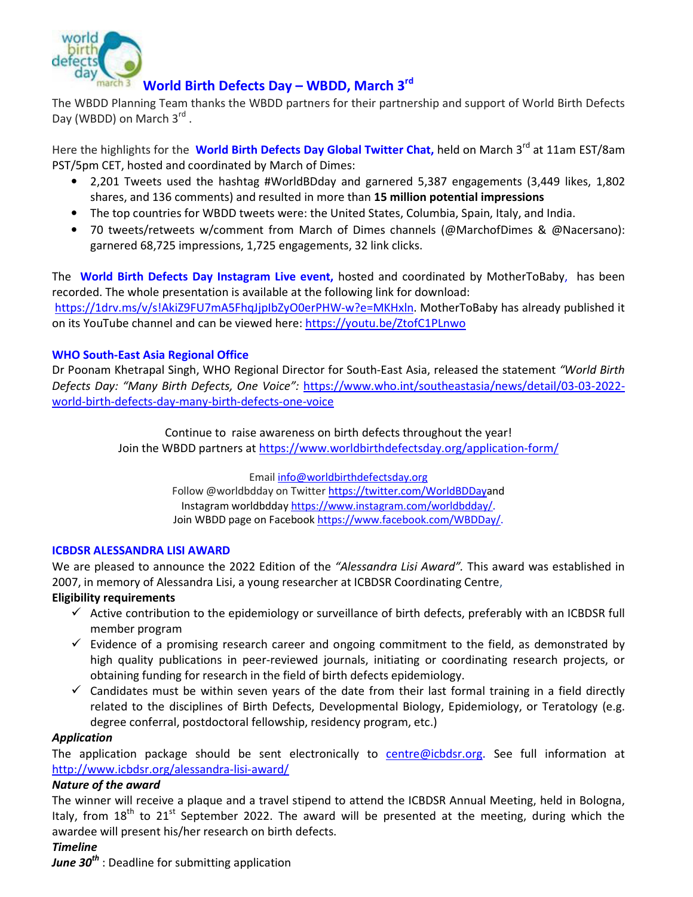## World Birth Defects Day – WBDD, March 3rd

The WBDD Planning Team thanks the WBDD partners for their partnership and support of World Birth Defects Day (WBDD) on March 3rd .

Here the highlights for the **World Birth Defects Day Global Twitter Chat,** held on March 3rd at 11am EST/8am PST/5pm CET, hosted and coordinated by March of Dimes:

- 2,201 Tweets used the hashtag #WorldBDday and garnered 5,387 engagements (3,449 likes, 1,802 shares, and 136 comments) and resulted in more than **15 million potential impressions**
- The top countries for WBDD tweets were: the United States, Columbia, Spain, Italy, and India.
- 70 tweets/retweets w/comment from March of Dimes channels (@MarchofDimes & @Nacersano): garnered 68,725 impressions, 1,725 engagements, 32 link clicks.

The **World Birth Defects Day Instagram Live event,** hosted and coordinated by MotherToBaby, has been recorded. The whole presentation is available at the following link for download: https://1drv.ms/v/s!AkiZ9FU7mA5FhqJjpIbZyO0erPHW-w?e=MKHxln. MotherToBaby has already published it on its YouTube channel and can be viewed here: https://youtu.be/ZtofC1PLnwo

**WHO South-East Asia Regional Office**

Dr Poonam Khetrapal Singh, WHO Regional Director for South-East Asia, released the statement *"World Birth Defects Day: "Many Birth Defects, One Voice":* https://www.who.int/southeastasia/news/detail/03-03-2022-world-birth-defects-day-many-birth-defects-one-voice

Continue to raise awareness on birth defects throughout the year!
Join the WBDD partners at https://www.worldbirthdefectsday.org/application-form/

Email info@worldbirthdefectsday.org
Follow @worldbdday on Twitter https://twitter.com/WorldBDDayand
Instagram worldbdday https://www.instagram.com/worldbdday/.
Join WBDD page on Facebook https://www.facebook.com/WBDDay/.

**ICBDSR ALESSANDRA LISI AWARD**

We are pleased to announce the 2022 Edition of the *"Alessandra Lisi Award".* This award was established in 2007, in memory of Alessandra Lisi, a young researcher at ICBDSR Coordinating Centre,

**Eligibility requirements**

- ✓ Active contribution to the epidemiology or surveillance of birth defects, preferably with an ICBDSR full member program
- ✓ Evidence of a promising research career and ongoing commitment to the field, as demonstrated by high quality publications in peer-reviewed journals, initiating or coordinating research projects, or obtaining funding for research in the field of birth defects epidemiology.
- ✓ Candidates must be within seven years of the date from their last formal training in a field directly related to the disciplines of Birth Defects, Developmental Biology, Epidemiology, or Teratology (e.g. degree conferral, postdoctoral fellowship, residency program, etc.)

***Application***

The application package should be sent electronically to centre@icbdsr.org. See full information at http://www.icbdsr.org/alessandra-lisi-award/

***Nature of the award***

The winner will receive a plaque and a travel stipend to attend the ICBDSR Annual Meeting, held in Bologna, Italy, from 18th to 21st September 2022. The award will be presented at the meeting, during which the awardee will present his/her research on birth defects.

***Timeline***

***June 30th*** : Deadline for submitting application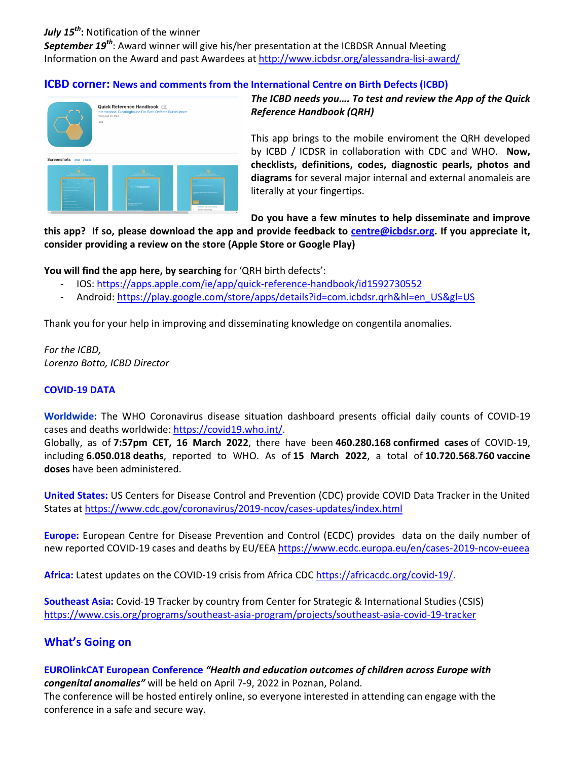***July 15th*****:** Notification of the winner
***September 19th***: Award winner will give his/her presentation at the ICBDSR Annual Meeting
Information on the Award and past Awardees at http://www.icbdsr.org/alessandra-lisi-award/

## ICBD corner: News and comments from the International Centre on Birth Defects (ICBD)

***The ICBD needs you…. To test and review the App of the Quick Reference Handbook (QRH)***

This app brings to the mobile enviroment the QRH developed by ICBD / ICDSR in collaboration with CDC and WHO. **Now, checklists, definitions, codes, diagnostic pearls, photos and diagrams** for several major internal and external anomaleis are literally at your fingertips.

**Do you have a few minutes to help disseminate and improve this app? If so, please download the app and provide feedback to centre@icbdsr.org. If you appreciate it, consider providing a review on the store (Apple Store or Google Play)**

**You will find the app here, by searching** for 'QRH birth defects':

- IOS: https://apps.apple.com/ie/app/quick-reference-handbook/id1592730552
- Android: https://play.google.com/store/apps/details?id=com.icbdsr.qrh&hl=en_US&gl=US

Thank you for your help in improving and disseminating knowledge on congentila anomalies.

*For the ICBD,*
*Lorenzo Botto, ICBD Director*

## COVID-19 DATA

**Worldwide:** The WHO Coronavirus disease situation dashboard presents official daily counts of COVID-19 cases and deaths worldwide: https://covid19.who.int/.
Globally, as of **7:57pm CET, 16 March 2022**, there have been **460.280.168 confirmed cases** of COVID-19, including **6.050.018 deaths**, reported to WHO. As of **15 March 2022**, a total of **10.720.568.760 vaccine doses** have been administered.

**United States:** US Centers for Disease Control and Prevention (CDC) provide COVID Data Tracker in the United States at https://www.cdc.gov/coronavirus/2019-ncov/cases-updates/index.html

**Europe:** European Centre for Disease Prevention and Control (ECDC) provides data on the daily number of new reported COVID-19 cases and deaths by EU/EEA https://www.ecdc.europa.eu/en/cases-2019-ncov-eueea

**Africa:** Latest updates on the COVID-19 crisis from Africa CDC https://africacdc.org/covid-19/.

**Southeast Asia:** Covid-19 Tracker by country from Center for Strategic & International Studies (CSIS) https://www.csis.org/programs/southeast-asia-program/projects/southeast-asia-covid-19-tracker

## What's Going on

**EUROlinkCAT European Conference** ***"Health and education outcomes of children across Europe with congenital anomalies"*** will be held on April 7-9, 2022 in Poznan, Poland.
The conference will be hosted entirely online, so everyone interested in attending can engage with the conference in a safe and secure way.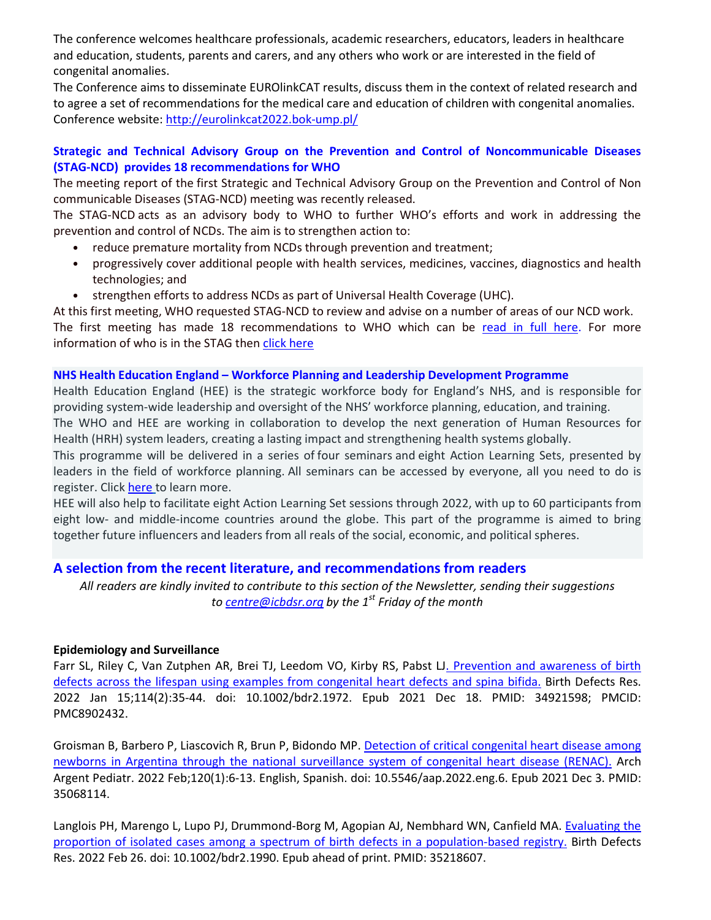The conference welcomes healthcare professionals, academic researchers, educators, leaders in healthcare and education, students, parents and carers, and any others who work or are interested in the field of congenital anomalies.

The Conference aims to disseminate EUROlinkCAT results, discuss them in the context of related research and to agree a set of recommendations for the medical care and education of children with congenital anomalies. Conference website: [http://eurolinkcat2022.bok-ump.pl/](http://eurolinkcat2022.bok-ump.pl/)

### Strategic and Technical Advisory Group on the Prevention and Control of Noncommunicable Diseases (STAG-NCD) provides 18 recommendations for WHO

The meeting report of the first Strategic and Technical Advisory Group on the Prevention and Control of Non communicable Diseases (STAG-NCD) meeting was recently released.

The STAG-NCD acts as an advisory body to WHO to further WHO's efforts and work in addressing the prevention and control of NCDs. The aim is to strengthen action to:

- reduce premature mortality from NCDs through prevention and treatment;
- progressively cover additional people with health services, medicines, vaccines, diagnostics and health technologies; and
- strengthen efforts to address NCDs as part of Universal Health Coverage (UHC).

At this first meeting, WHO requested STAG-NCD to review and advise on a number of areas of our NCD work. The first meeting has made 18 recommendations to WHO which can be read in full here. For more information of who is in the STAG then click here

### NHS Health Education England – Workforce Planning and Leadership Development Programme

Health Education England (HEE) is the strategic workforce body for England's NHS, and is responsible for providing system-wide leadership and oversight of the NHS' workforce planning, education, and training.

The WHO and HEE are working in collaboration to develop the next generation of Human Resources for Health (HRH) system leaders, creating a lasting impact and strengthening health systems globally.

This programme will be delivered in a series of four seminars and eight Action Learning Sets, presented by leaders in the field of workforce planning. All seminars can be accessed by everyone, all you need to do is register. Click here to learn more.

HEE will also help to facilitate eight Action Learning Set sessions through 2022, with up to 60 participants from eight low- and middle-income countries around the globe. This part of the programme is aimed to bring together future influencers and leaders from all reals of the social, economic, and political spheres.

## A selection from the recent literature, and recommendations from readers

*All readers are kindly invited to contribute to this section of the Newsletter, sending their suggestions to centre@icbdsr.org by the 1st Friday of the month*

**Epidemiology and Surveillance**

Farr SL, Riley C, Van Zutphen AR, Brei TJ, Leedom VO, Kirby RS, Pabst LJ. Prevention and awareness of birth defects across the lifespan using examples from congenital heart defects and spina bifida. Birth Defects Res. 2022 Jan 15;114(2):35-44. doi: 10.1002/bdr2.1972. Epub 2021 Dec 18. PMID: 34921598; PMCID: PMC8902432.

Groisman B, Barbero P, Liascovich R, Brun P, Bidondo MP. Detection of critical congenital heart disease among newborns in Argentina through the national surveillance system of congenital heart disease (RENAC). Arch Argent Pediatr. 2022 Feb;120(1):6-13. English, Spanish. doi: 10.5546/aap.2022.eng.6. Epub 2021 Dec 3. PMID: 35068114.

Langlois PH, Marengo L, Lupo PJ, Drummond-Borg M, Agopian AJ, Nembhard WN, Canfield MA. Evaluating the proportion of isolated cases among a spectrum of birth defects in a population-based registry. Birth Defects Res. 2022 Feb 26. doi: 10.1002/bdr2.1990. Epub ahead of print. PMID: 35218607.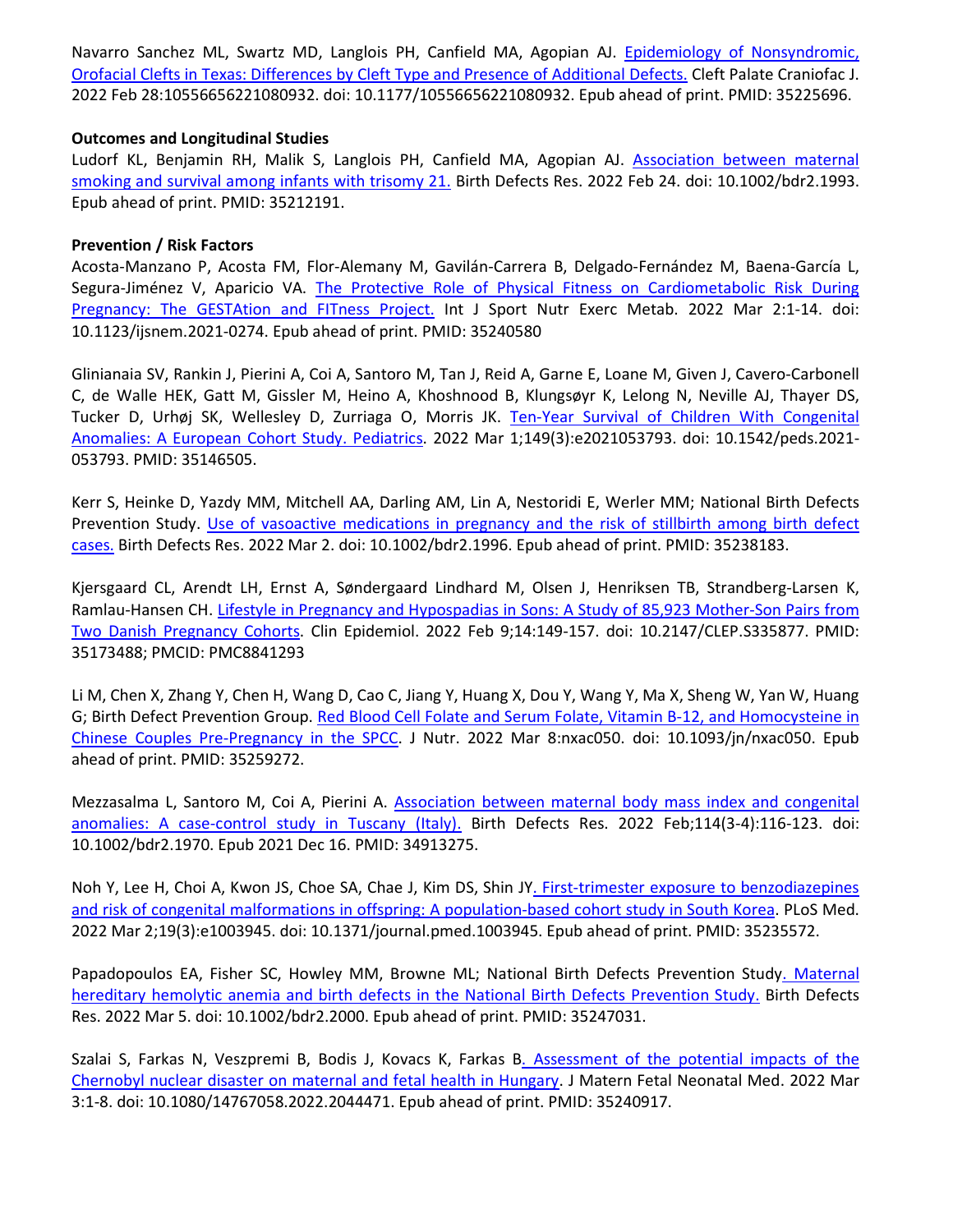Navarro Sanchez ML, Swartz MD, Langlois PH, Canfield MA, Agopian AJ. [Epidemiology of Nonsyndromic, Orofacial Clefts in Texas: Differences by Cleft Type and Presence of Additional Defects.]() Cleft Palate Craniofac J. 2022 Feb 28:10556656221080932. doi: 10.1177/10556656221080932. Epub ahead of print. PMID: 35225696.

**Outcomes and Longitudinal Studies**

Ludorf KL, Benjamin RH, Malik S, Langlois PH, Canfield MA, Agopian AJ. [Association between maternal smoking and survival among infants with trisomy 21.]() Birth Defects Res. 2022 Feb 24. doi: 10.1002/bdr2.1993. Epub ahead of print. PMID: 35212191.

**Prevention / Risk Factors**

Acosta-Manzano P, Acosta FM, Flor-Alemany M, Gavilán-Carrera B, Delgado-Fernández M, Baena-García L, Segura-Jiménez V, Aparicio VA. [The Protective Role of Physical Fitness on Cardiometabolic Risk During Pregnancy: The GESTAtion and FITness Project.]() Int J Sport Nutr Exerc Metab. 2022 Mar 2:1-14. doi: 10.1123/ijsnem.2021-0274. Epub ahead of print. PMID: 35240580

Glinianaia SV, Rankin J, Pierini A, Coi A, Santoro M, Tan J, Reid A, Garne E, Loane M, Given J, Cavero-Carbonell C, de Walle HEK, Gatt M, Gissler M, Heino A, Khoshnood B, Klungsøyr K, Lelong N, Neville AJ, Thayer DS, Tucker D, Urhøj SK, Wellesley D, Zurriaga O, Morris JK. [Ten-Year Survival of Children With Congenital Anomalies: A European Cohort Study. Pediatrics](). 2022 Mar 1;149(3):e2021053793. doi: 10.1542/peds.2021-053793. PMID: 35146505.

Kerr S, Heinke D, Yazdy MM, Mitchell AA, Darling AM, Lin A, Nestoridi E, Werler MM; National Birth Defects Prevention Study. [Use of vasoactive medications in pregnancy and the risk of stillbirth among birth defect cases.]() Birth Defects Res. 2022 Mar 2. doi: 10.1002/bdr2.1996. Epub ahead of print. PMID: 35238183.

Kjersgaard CL, Arendt LH, Ernst A, Søndergaard Lindhard M, Olsen J, Henriksen TB, Strandberg-Larsen K, Ramlau-Hansen CH. [Lifestyle in Pregnancy and Hypospadias in Sons: A Study of 85,923 Mother-Son Pairs from Two Danish Pregnancy Cohorts](). Clin Epidemiol. 2022 Feb 9;14:149-157. doi: 10.2147/CLEP.S335877. PMID: 35173488; PMCID: PMC8841293

Li M, Chen X, Zhang Y, Chen H, Wang D, Cao C, Jiang Y, Huang X, Dou Y, Wang Y, Ma X, Sheng W, Yan W, Huang G; Birth Defect Prevention Group. [Red Blood Cell Folate and Serum Folate, Vitamin B-12, and Homocysteine in Chinese Couples Pre-Pregnancy in the SPCC](). J Nutr. 2022 Mar 8:nxac050. doi: 10.1093/jn/nxac050. Epub ahead of print. PMID: 35259272.

Mezzasalma L, Santoro M, Coi A, Pierini A. [Association between maternal body mass index and congenital anomalies: A case-control study in Tuscany (Italy).]() Birth Defects Res. 2022 Feb;114(3-4):116-123. doi: 10.1002/bdr2.1970. Epub 2021 Dec 16. PMID: 34913275.

Noh Y, Lee H, Choi A, Kwon JS, Choe SA, Chae J, Kim DS, Shin JY. [First-trimester exposure to benzodiazepines and risk of congenital malformations in offspring: A population-based cohort study in South Korea](). PLoS Med. 2022 Mar 2;19(3):e1003945. doi: 10.1371/journal.pmed.1003945. Epub ahead of print. PMID: 35235572.

Papadopoulos EA, Fisher SC, Howley MM, Browne ML; National Birth Defects Prevention Study. [Maternal hereditary hemolytic anemia and birth defects in the National Birth Defects Prevention Study.]() Birth Defects Res. 2022 Mar 5. doi: 10.1002/bdr2.2000. Epub ahead of print. PMID: 35247031.

Szalai S, Farkas N, Veszpremi B, Bodis J, Kovacs K, Farkas B. [Assessment of the potential impacts of the Chernobyl nuclear disaster on maternal and fetal health in Hungary](). J Matern Fetal Neonatal Med. 2022 Mar 3:1-8. doi: 10.1080/14767058.2022.2044471. Epub ahead of print. PMID: 35240917.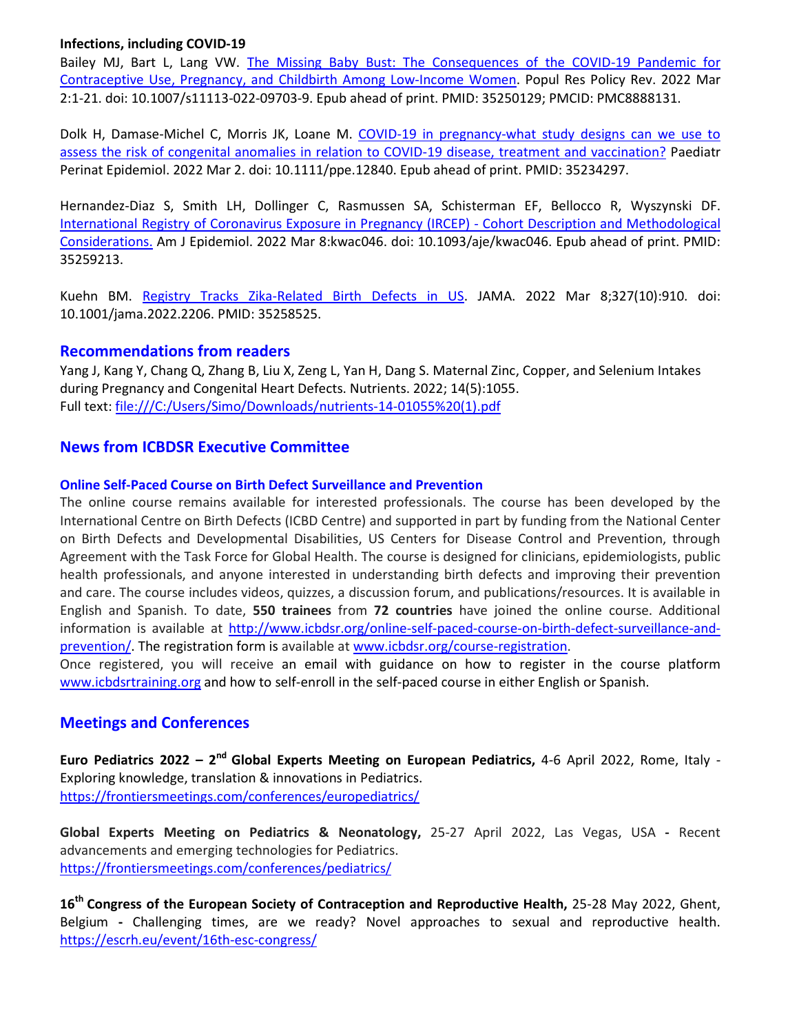**Infections, including COVID-19**

Bailey MJ, Bart L, Lang VW. [The Missing Baby Bust: The Consequences of the COVID-19 Pandemic for Contraceptive Use, Pregnancy, and Childbirth Among Low-Income Women](). Popul Res Policy Rev. 2022 Mar 2:1-21. doi: 10.1007/s11113-022-09703-9. Epub ahead of print. PMID: 35250129; PMCID: PMC8888131.

Dolk H, Damase-Michel C, Morris JK, Loane M. [COVID-19 in pregnancy-what study designs can we use to assess the risk of congenital anomalies in relation to COVID-19 disease, treatment and vaccination?]() Paediatr Perinat Epidemiol. 2022 Mar 2. doi: 10.1111/ppe.12840. Epub ahead of print. PMID: 35234297.

Hernandez-Diaz S, Smith LH, Dollinger C, Rasmussen SA, Schisterman EF, Bellocco R, Wyszynski DF. [International Registry of Coronavirus Exposure in Pregnancy (IRCEP) - Cohort Description and Methodological Considerations.]() Am J Epidemiol. 2022 Mar 8:kwac046. doi: 10.1093/aje/kwac046. Epub ahead of print. PMID: 35259213.

Kuehn BM. [Registry Tracks Zika-Related Birth Defects in US](). JAMA. 2022 Mar 8;327(10):910. doi: 10.1001/jama.2022.2206. PMID: 35258525.

## Recommendations from readers

Yang J, Kang Y, Chang Q, Zhang B, Liu X, Zeng L, Yan H, Dang S. Maternal Zinc, Copper, and Selenium Intakes during Pregnancy and Congenital Heart Defects. Nutrients. 2022; 14(5):1055.
Full text: file:///C:/Users/Simo/Downloads/nutrients-14-01055%20(1).pdf

## News from ICBDSR Executive Committee

### Online Self-Paced Course on Birth Defect Surveillance and Prevention

The online course remains available for interested professionals. The course has been developed by the International Centre on Birth Defects (ICBD Centre) and supported in part by funding from the National Center on Birth Defects and Developmental Disabilities, US Centers for Disease Control and Prevention, through Agreement with the Task Force for Global Health. The course is designed for clinicians, epidemiologists, public health professionals, and anyone interested in understanding birth defects and improving their prevention and care. The course includes videos, quizzes, a discussion forum, and publications/resources. It is available in English and Spanish. To date, **550 trainees** from **72 countries** have joined the online course. Additional information is available at http://www.icbdsr.org/online-self-paced-course-on-birth-defect-surveillance-and-prevention/. The registration form is available at www.icbdsr.org/course-registration.

Once registered, you will receive an email with guidance on how to register in the course platform www.icbdsrtraining.org and how to self-enroll in the self-paced course in either English or Spanish.

## Meetings and Conferences

**Euro Pediatrics 2022 – 2nd Global Experts Meeting on European Pediatrics,** 4-6 April 2022, Rome, Italy - Exploring knowledge, translation & innovations in Pediatrics.
https://frontiersmeetings.com/conferences/europediatrics/

**Global Experts Meeting on Pediatrics & Neonatology,** 25-27 April 2022, Las Vegas, USA **-** Recent advancements and emerging technologies for Pediatrics.
https://frontiersmeetings.com/conferences/pediatrics/

**16th Congress of the European Society of Contraception and Reproductive Health,** 25-28 May 2022, Ghent, Belgium **-** Challenging times, are we ready? Novel approaches to sexual and reproductive health.
https://escrh.eu/event/16th-esc-congress/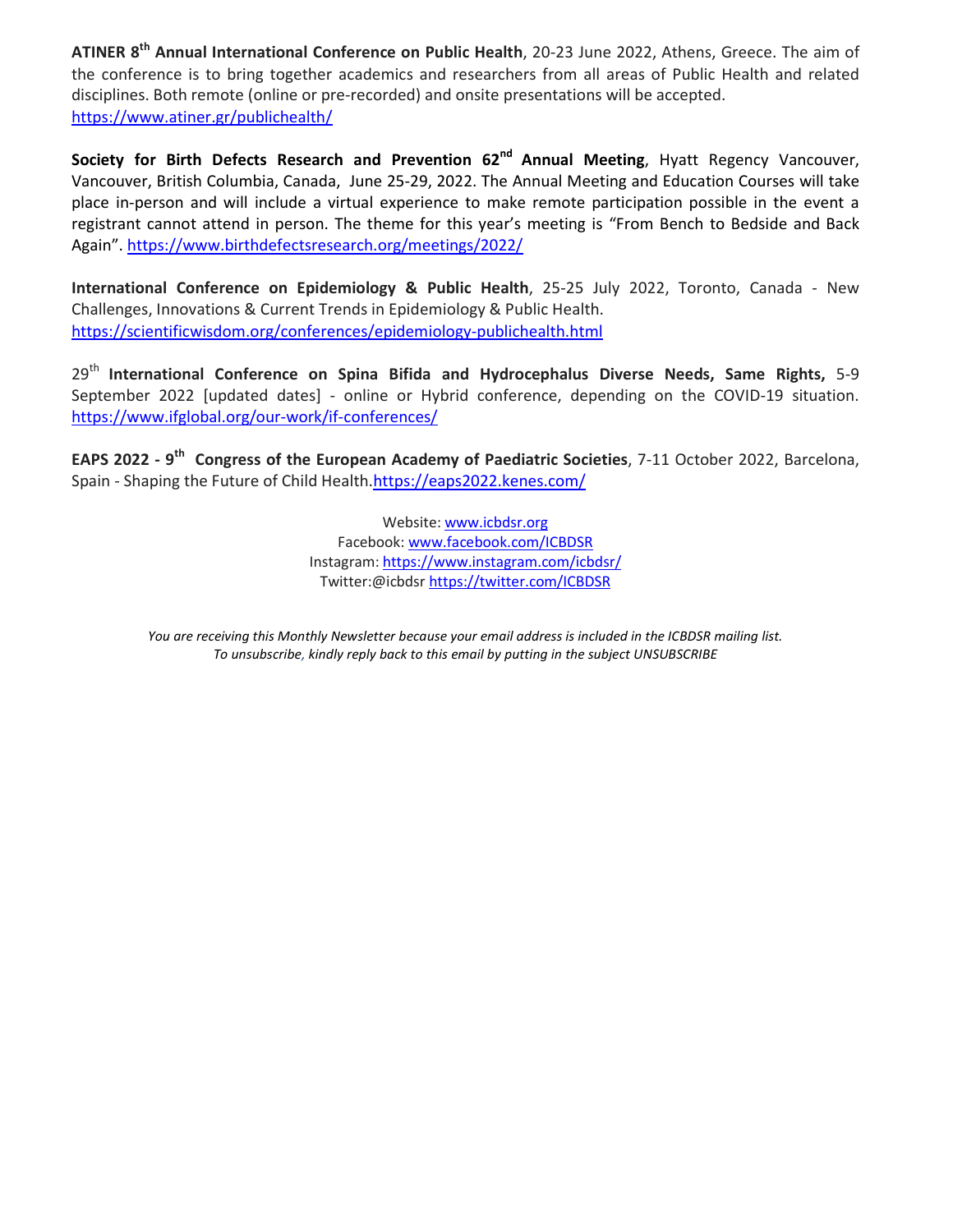**ATINER 8th Annual International Conference on Public Health**, 20-23 June 2022, Athens, Greece. The aim of the conference is to bring together academics and researchers from all areas of Public Health and related disciplines. Both remote (online or pre-recorded) and onsite presentations will be accepted. https://www.atiner.gr/publichealth/

**Society for Birth Defects Research and Prevention 62nd Annual Meeting**, Hyatt Regency Vancouver, Vancouver, British Columbia, Canada, June 25-29, 2022. The Annual Meeting and Education Courses will take place in-person and will include a virtual experience to make remote participation possible in the event a registrant cannot attend in person. The theme for this year's meeting is "From Bench to Bedside and Back Again". https://www.birthdefectsresearch.org/meetings/2022/

**International Conference on Epidemiology & Public Health**, 25-25 July 2022, Toronto, Canada - New Challenges, Innovations & Current Trends in Epidemiology & Public Health. https://scientificwisdom.org/conferences/epidemiology-publichealth.html

29th **International Conference on Spina Bifida and Hydrocephalus Diverse Needs, Same Rights,** 5-9 September 2022 [updated dates] - online or Hybrid conference, depending on the COVID-19 situation. https://www.ifglobal.org/our-work/if-conferences/

**EAPS 2022 - 9th Congress of the European Academy of Paediatric Societies**, 7-11 October 2022, Barcelona, Spain - Shaping the Future of Child Health. https://eaps2022.kenes.com/

Website: www.icbdsr.org
Facebook: www.facebook.com/ICBDSR
Instagram: https://www.instagram.com/icbdsr/
Twitter:@icbdsr https://twitter.com/ICBDSR

*You are receiving this Monthly Newsletter because your email address is included in the ICBDSR mailing list.*
*To unsubscribe, kindly reply back to this email by putting in the subject UNSUBSCRIBE*